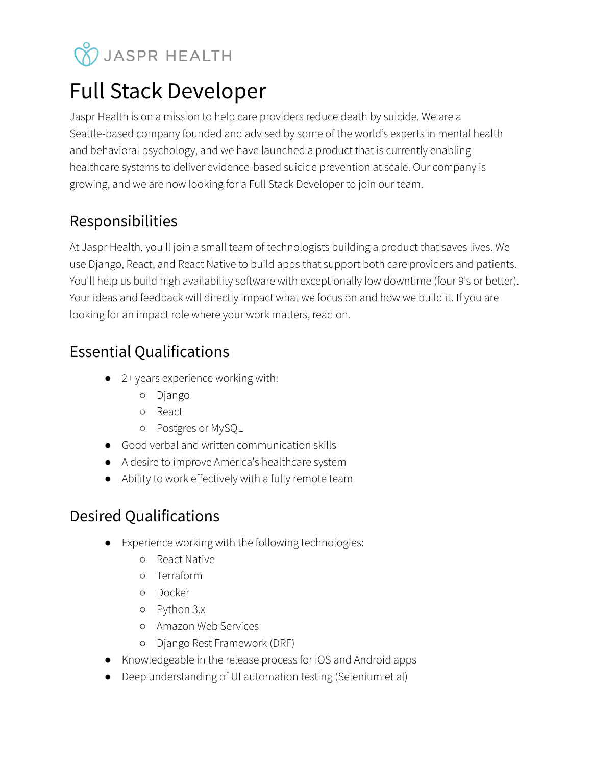JASPR HEALTH

# Full Stack Developer

Jaspr Health is on a mission to help care providers reduce death by suicide. We are a Seattle-based company founded and advised by some of the world's experts in mental health and behavioral psychology, and we have launched a product that is currently enabling healthcare systems to deliver evidence-based suicide prevention at scale. Our company is growing, and we are now looking for a Full Stack Developer to join our team.

## Responsibilities

At Jaspr Health, you'll join a small team of technologists building a product that saves lives. We use Django, React, and React Native to build apps that support both care providers and patients. You'll help us build high availability software with exceptionally low downtime (four 9's or better). Your ideas and feedback will directly impact what we focus on and how we build it. If you are looking for an impact role where your work matters, read on.

## Essential Qualifications

- 2+ years experience working with:
  - Django
  - React
  - Postgres or MySQL
- Good verbal and written communication skills
- A desire to improve America's healthcare system
- Ability to work effectively with a fully remote team

## Desired Qualifications

- Experience working with the following technologies:
  - React Native
  - Terraform
  - Docker
  - Python 3.x
  - Amazon Web Services
  - Django Rest Framework (DRF)
- Knowledgeable in the release process for iOS and Android apps
- Deep understanding of UI automation testing (Selenium et al)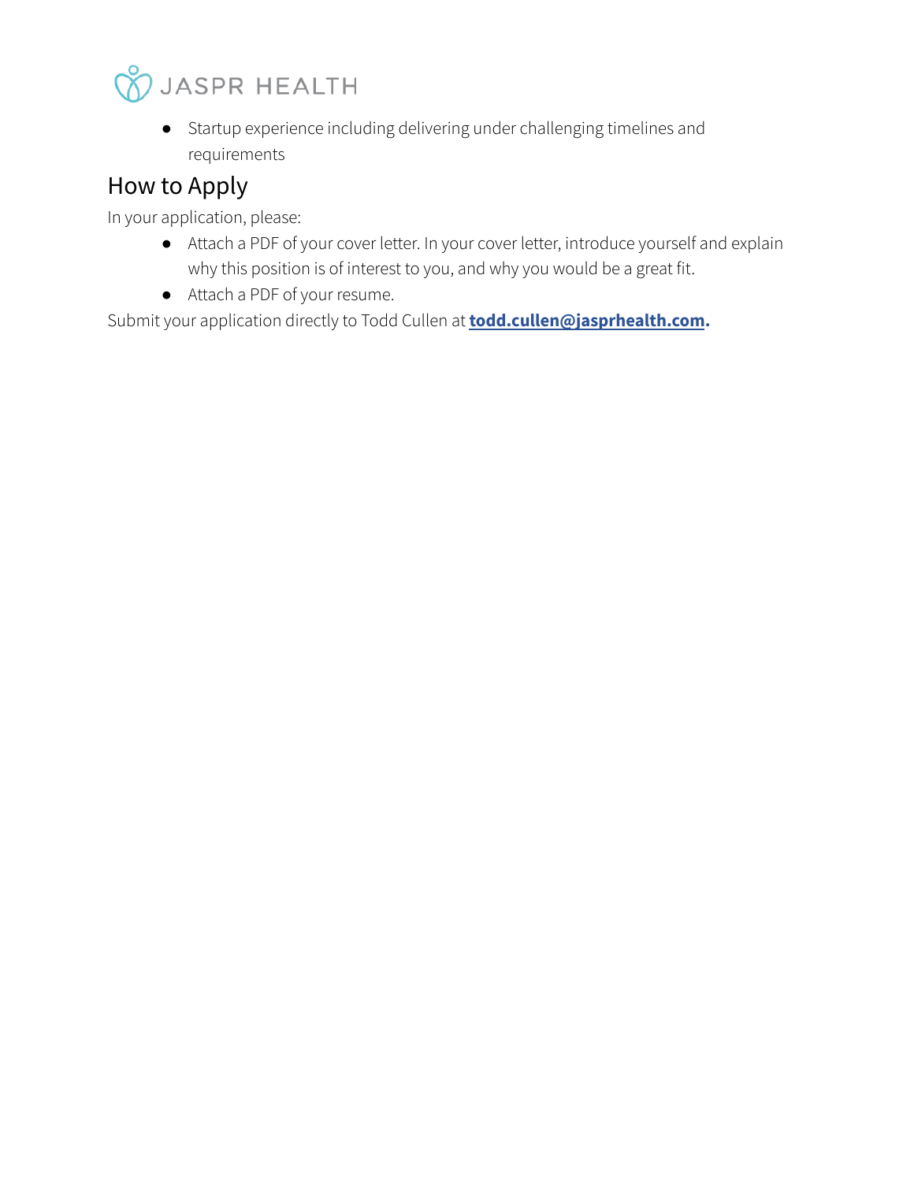- Startup experience including delivering under challenging timelines and requirements

## How to Apply

In your application, please:

- Attach a PDF of your cover letter. In your cover letter, introduce yourself and explain why this position is of interest to you, and why you would be a great fit.
- Attach a PDF of your resume.

Submit your application directly to Todd Cullen at **todd.cullen@jasprhealth.com.**